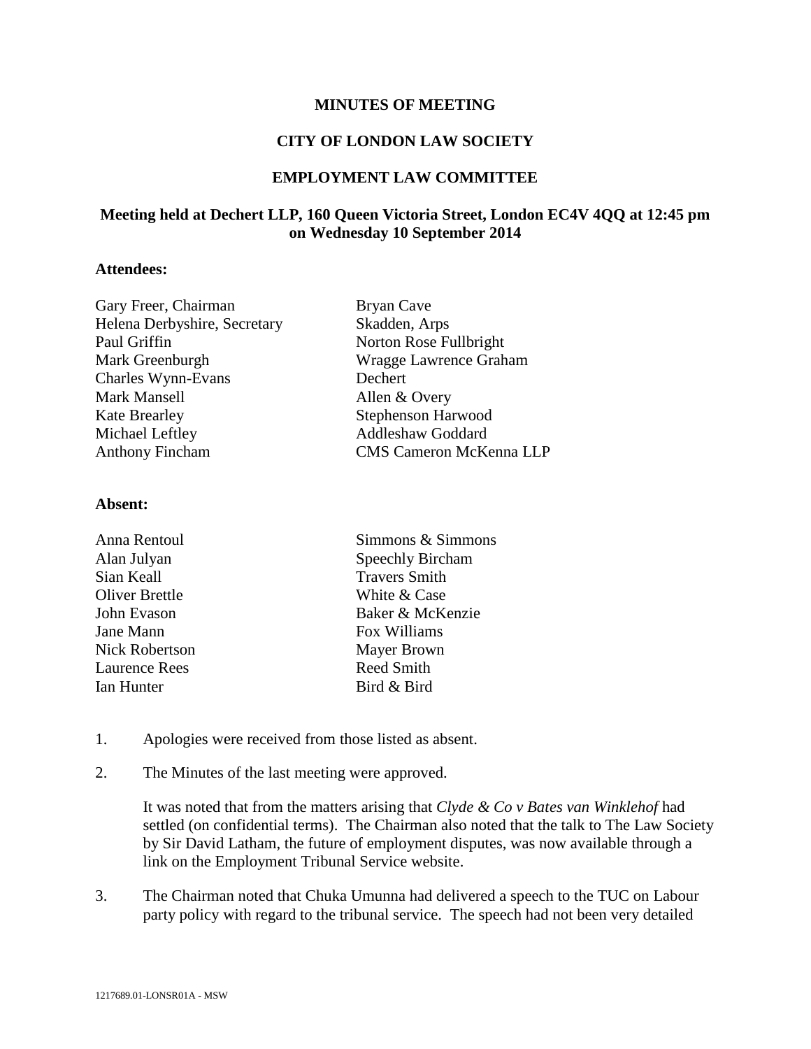# MINUTES OF MEETING

## CITY OF LONDON LAW SOCIETY

## EMPLOYMENT LAW COMMITTEE

### Meeting held at Dechert LLP, 160 Queen Victoria Street, London EC4V 4QQ at 12:45 pm on Wednesday 10 September 2014

**Attendees:**

| | |
|---|---|
| Gary Freer, Chairman | Bryan Cave |
| Helena Derbyshire, Secretary | Skadden, Arps |
| Paul Griffin | Norton Rose Fullbright |
| Mark Greenburgh | Wragge Lawrence Graham |
| Charles Wynn-Evans | Dechert |
| Mark Mansell | Allen & Overy |
| Kate Brearley | Stephenson Harwood |
| Michael Leftley | Addleshaw Goddard |
| Anthony Fincham | CMS Cameron McKenna LLP |

**Absent:**

| | |
|---|---|
| Anna Rentoul | Simmons & Simmons |
| Alan Julyan | Speechly Bircham |
| Sian Keall | Travers Smith |
| Oliver Brettle | White & Case |
| John Evason | Baker & McKenzie |
| Jane Mann | Fox Williams |
| Nick Robertson | Mayer Brown |
| Laurence Rees | Reed Smith |
| Ian Hunter | Bird & Bird |

1. Apologies were received from those listed as absent.

2. The Minutes of the last meeting were approved.

   It was noted that from the matters arising that *Clyde & Co v Bates van Winklehof* had settled (on confidential terms). The Chairman also noted that the talk to The Law Society by Sir David Latham, the future of employment disputes, was now available through a link on the Employment Tribunal Service website.

3. The Chairman noted that Chuka Umunna had delivered a speech to the TUC on Labour party policy with regard to the tribunal service. The speech had not been very detailed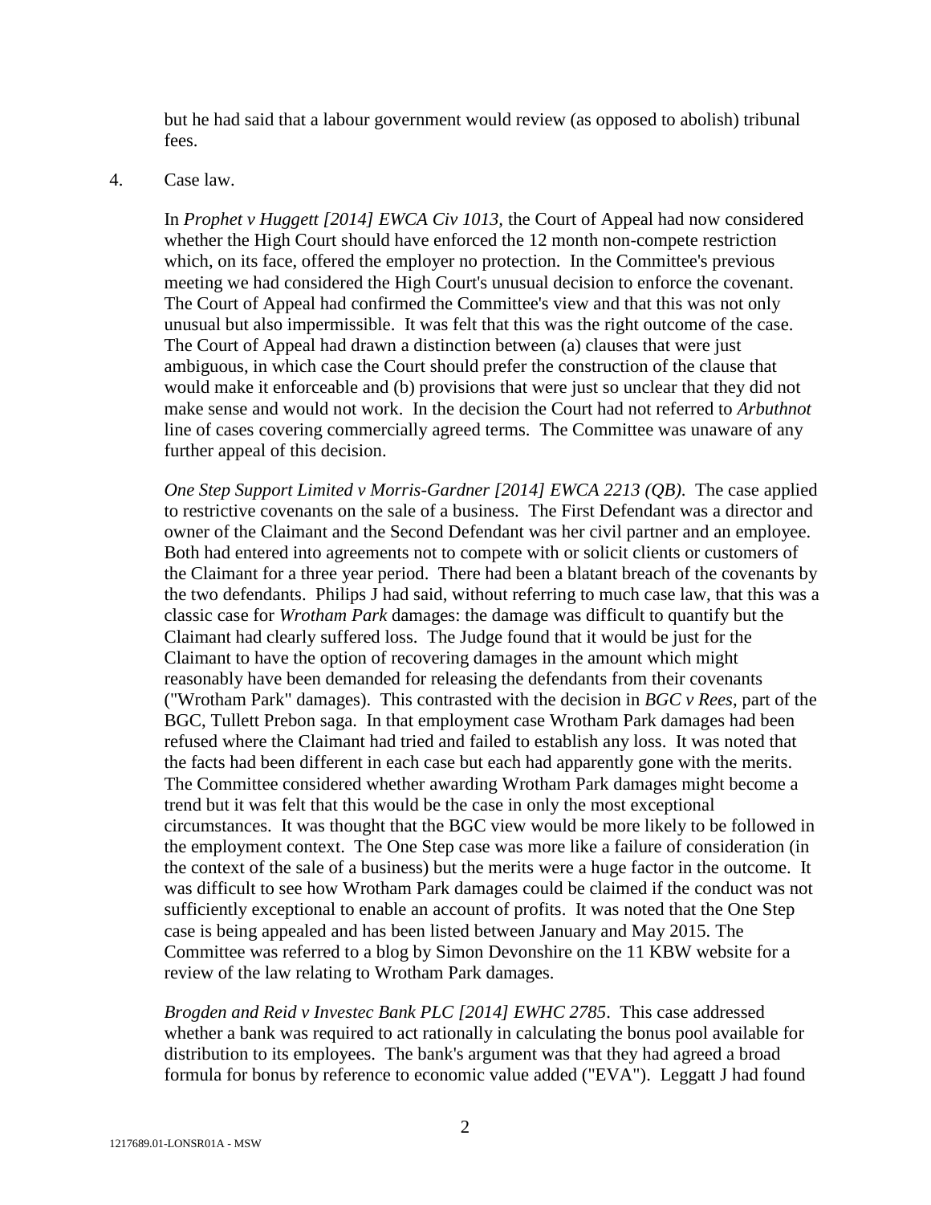but he had said that a labour government would review (as opposed to abolish) tribunal fees.

4. Case law.

In *Prophet v Huggett [2014] EWCA Civ 1013*, the Court of Appeal had now considered whether the High Court should have enforced the 12 month non-compete restriction which, on its face, offered the employer no protection. In the Committee's previous meeting we had considered the High Court's unusual decision to enforce the covenant. The Court of Appeal had confirmed the Committee's view and that this was not only unusual but also impermissible. It was felt that this was the right outcome of the case. The Court of Appeal had drawn a distinction between (a) clauses that were just ambiguous, in which case the Court should prefer the construction of the clause that would make it enforceable and (b) provisions that were just so unclear that they did not make sense and would not work. In the decision the Court had not referred to *Arbuthnot* line of cases covering commercially agreed terms. The Committee was unaware of any further appeal of this decision.

*One Step Support Limited v Morris-Gardner [2014] EWCA 2213 (QB)*. The case applied to restrictive covenants on the sale of a business. The First Defendant was a director and owner of the Claimant and the Second Defendant was her civil partner and an employee. Both had entered into agreements not to compete with or solicit clients or customers of the Claimant for a three year period. There had been a blatant breach of the covenants by the two defendants. Philips J had said, without referring to much case law, that this was a classic case for *Wrotham Park* damages: the damage was difficult to quantify but the Claimant had clearly suffered loss. The Judge found that it would be just for the Claimant to have the option of recovering damages in the amount which might reasonably have been demanded for releasing the defendants from their covenants ("Wrotham Park" damages). This contrasted with the decision in *BGC v Rees*, part of the BGC, Tullett Prebon saga. In that employment case Wrotham Park damages had been refused where the Claimant had tried and failed to establish any loss. It was noted that the facts had been different in each case but each had apparently gone with the merits. The Committee considered whether awarding Wrotham Park damages might become a trend but it was felt that this would be the case in only the most exceptional circumstances. It was thought that the BGC view would be more likely to be followed in the employment context. The One Step case was more like a failure of consideration (in the context of the sale of a business) but the merits were a huge factor in the outcome. It was difficult to see how Wrotham Park damages could be claimed if the conduct was not sufficiently exceptional to enable an account of profits. It was noted that the One Step case is being appealed and has been listed between January and May 2015. The Committee was referred to a blog by Simon Devonshire on the 11 KBW website for a review of the law relating to Wrotham Park damages.

*Brogden and Reid v Investec Bank PLC [2014] EWHC 2785*. This case addressed whether a bank was required to act rationally in calculating the bonus pool available for distribution to its employees. The bank's argument was that they had agreed a broad formula for bonus by reference to economic value added ("EVA"). Leggatt J had found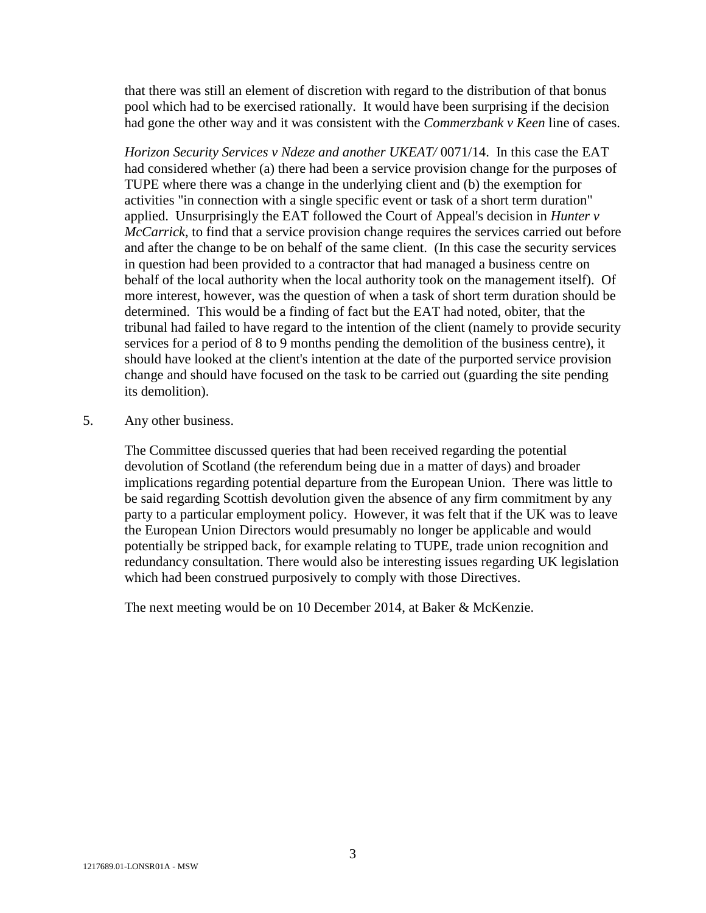that there was still an element of discretion with regard to the distribution of that bonus pool which had to be exercised rationally. It would have been surprising if the decision had gone the other way and it was consistent with the *Commerzbank v Keen* line of cases.

*Horizon Security Services v Ndeze and another UKEAT/* 0071/14. In this case the EAT had considered whether (a) there had been a service provision change for the purposes of TUPE where there was a change in the underlying client and (b) the exemption for activities "in connection with a single specific event or task of a short term duration" applied. Unsurprisingly the EAT followed the Court of Appeal's decision in *Hunter v McCarrick*, to find that a service provision change requires the services carried out before and after the change to be on behalf of the same client. (In this case the security services in question had been provided to a contractor that had managed a business centre on behalf of the local authority when the local authority took on the management itself). Of more interest, however, was the question of when a task of short term duration should be determined. This would be a finding of fact but the EAT had noted, obiter, that the tribunal had failed to have regard to the intention of the client (namely to provide security services for a period of 8 to 9 months pending the demolition of the business centre), it should have looked at the client's intention at the date of the purported service provision change and should have focused on the task to be carried out (guarding the site pending its demolition).

5. Any other business.

The Committee discussed queries that had been received regarding the potential devolution of Scotland (the referendum being due in a matter of days) and broader implications regarding potential departure from the European Union. There was little to be said regarding Scottish devolution given the absence of any firm commitment by any party to a particular employment policy. However, it was felt that if the UK was to leave the European Union Directors would presumably no longer be applicable and would potentially be stripped back, for example relating to TUPE, trade union recognition and redundancy consultation. There would also be interesting issues regarding UK legislation which had been construed purposively to comply with those Directives.

The next meeting would be on 10 December 2014, at Baker & McKenzie.

1217689.01-LONSR01A - MSW